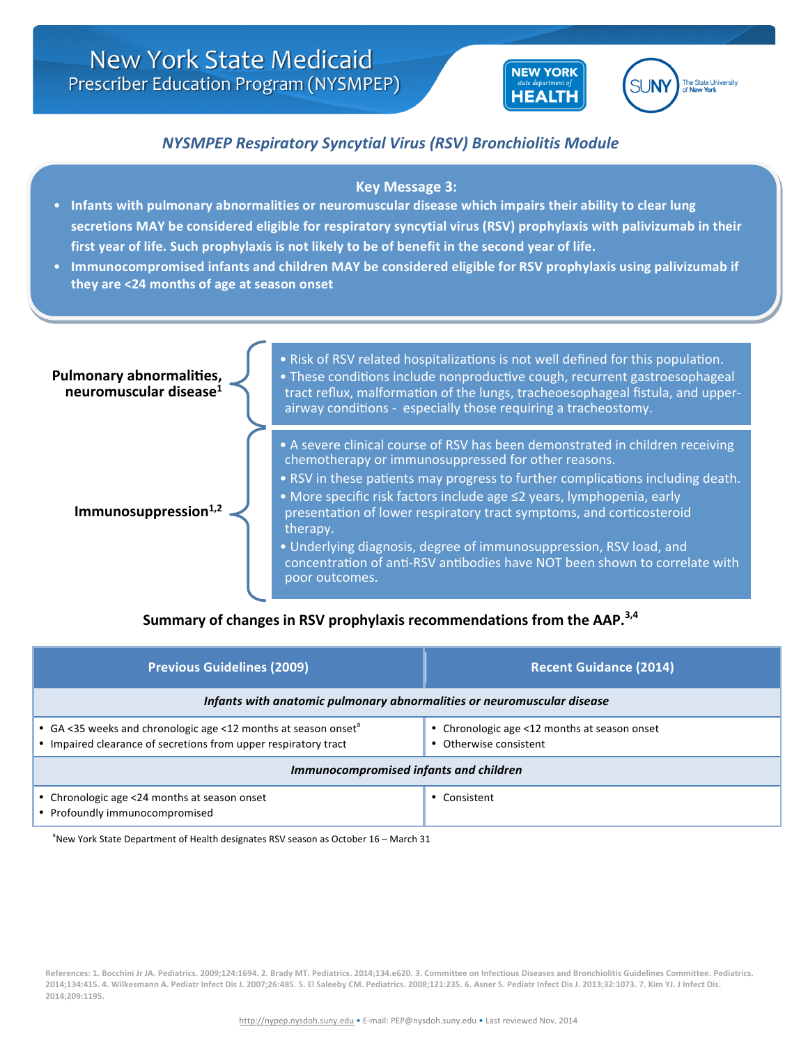# New York State Medicaid Prescriber Education Program (NYSMPEP)

## *NYSMPEP Respiratory Syncytial Virus (RSV) Bronchiolitis Module*

### Key Message 3:

- **Infants with pulmonary abnormalities or neuromuscular disease which impairs their ability to clear lung secretions MAY be considered eligible for respiratory syncytial virus (RSV) prophylaxis with palivizumab in their first year of life. Such prophylaxis is not likely to be of benefit in the second year of life.**
- **Immunocompromised infants and children MAY be considered eligible for RSV prophylaxis using palivizumab if they are <24 months of age at season onset**

**Pulmonary abnormalities, neuromuscular disease[1]**

- Risk of RSV related hospitalizations is not well defined for this population.
- These conditions include nonproductive cough, recurrent gastroesophageal tract reflux, malformation of the lungs, tracheoesophageal fistula, and upper-airway conditions - especially those requiring a tracheostomy.

**Immunosuppression[1,2]**

- A severe clinical course of RSV has been demonstrated in children receiving chemotherapy or immunosuppressed for other reasons.
- RSV in these patients may progress to further complications including death.
- More specific risk factors include age ≤2 years, lymphopenia, early presentation of lower respiratory tract symptoms, and corticosteroid therapy.
- Underlying diagnosis, degree of immunosuppression, RSV load, and concentration of anti-RSV antibodies have NOT been shown to correlate with poor outcomes.

**Summary of changes in RSV prophylaxis recommendations from the AAP.[3,4]**

| Previous Guidelines (2009) | Recent Guidance (2014) |
|---|---|
| ***Infants with anatomic pulmonary abnormalities or neuromuscular disease*** | |
| • GA <35 weeks and chronologic age <12 months at season onset[a]<br>• Impaired clearance of secretions from upper respiratory tract | • Chronologic age <12 months at season onset<br>• Otherwise consistent |
| ***Immunocompromised infants and children*** | |
| • Chronologic age <24 months at season onset<br>• Profoundly immunocompromised | • Consistent |

[a]New York State Department of Health designates RSV season as October 16 – March 31

References: 1. Bocchini Jr JA. Pediatrics. 2009;124:1694. 2. Brady MT. Pediatrics. 2014;134.e620. 3. Committee on Infectious Diseases and Bronchiolitis Guidelines Committee. Pediatrics. 2014;134:415. 4. Wilkesmann A. Pediatr Infect Dis J. 2007;26:485. 5. El Saleeby CM. Pediatrics. 2008;121:235. 6. Asner S. Pediatr Infect Dis J. 2013;32:1073. 7. Kim YJ. J Infect Dis. 2014;209:1195.

http://nypep.nysdoh.suny.edu • E-mail: PEP@nysdoh.suny.edu • Last reviewed Nov. 2014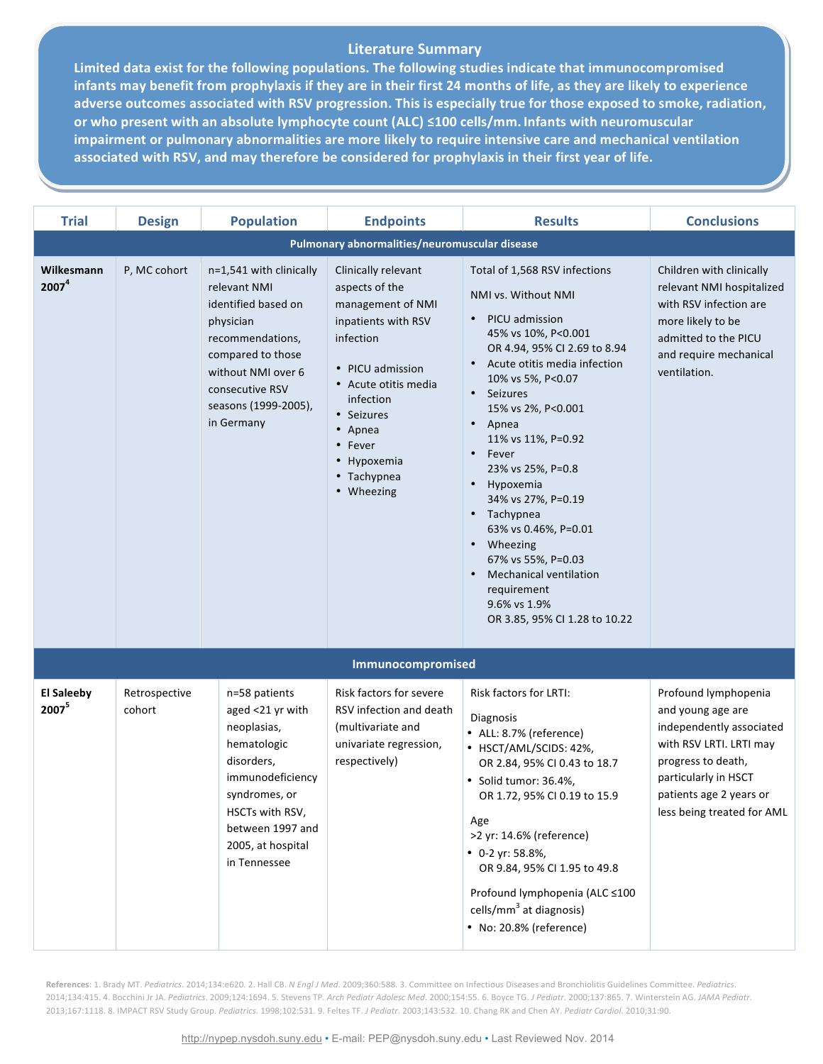## Literature Summary

**Limited data exist for the following populations. The following studies indicate that immunocompromised infants may benefit from prophylaxis if they are in their first 24 months of life, as they are likely to experience adverse outcomes associated with RSV progression. This is especially true for those exposed to smoke, radiation, or who present with an absolute lymphocyte count (ALC) ≤100 cells/mm. Infants with neuromuscular impairment or pulmonary abnormalities are more likely to require intensive care and mechanical ventilation associated with RSV, and may therefore be considered for prophylaxis in their first year of life.**

| Trial | Design | Population | Endpoints | Results | Conclusions |
|---|---|---|---|---|---|
| **Pulmonary abnormalities/neuromuscular disease** | | | | | |
| **Wilkesmann 2007**[4] | P, MC cohort | n=1,541 with clinically relevant NMI identified based on physician recommendations, compared to those without NMI over 6 consecutive RSV seasons (1999-2005), in Germany | Clinically relevant aspects of the management of NMI inpatients with RSV infection<br>• PICU admission<br>• Acute otitis media infection<br>• Seizures<br>• Apnea<br>• Fever<br>• Hypoxemia<br>• Tachypnea<br>• Wheezing | Total of 1,568 RSV infections<br>NMI vs. Without NMI<br>• PICU admission 45% vs 10%, P<0.001 OR 4.94, 95% CI 2.69 to 8.94<br>• Acute otitis media infection 10% vs 5%, P<0.07<br>• Seizures 15% vs 2%, P<0.001<br>• Apnea 11% vs 11%, P=0.92<br>• Fever 23% vs 25%, P=0.8<br>• Hypoxemia 34% vs 27%, P=0.19<br>• Tachypnea 63% vs 0.46%, P=0.01<br>• Wheezing 67% vs 55%, P=0.03<br>• Mechanical ventilation requirement 9.6% vs 1.9% OR 3.85, 95% CI 1.28 to 10.22 | Children with clinically relevant NMI hospitalized with RSV infection are more likely to be admitted to the PICU and require mechanical ventilation. |
| **Immunocompromised** | | | | | |
| **El Saleeby 2007**[5] | Retrospective cohort | n=58 patients aged <21 yr with neoplasias, hematologic disorders, immunodeficiency syndromes, or HSCTs with RSV, between 1997 and 2005, at hospital in Tennessee | Risk factors for severe RSV infection and death (multivariate and univariate regression, respectively) | Risk factors for LRTI:<br>Diagnosis<br>• ALL: 8.7% (reference)<br>• HSCT/AML/SCIDS: 42%, OR 2.84, 95% CI 0.43 to 18.7<br>• Solid tumor: 36.4%, OR 1.72, 95% CI 0.19 to 15.9<br>Age<br>>2 yr: 14.6% (reference)<br>• 0-2 yr: 58.8%, OR 9.84, 95% CI 1.95 to 49.8<br>Profound lymphopenia (ALC ≤100 cells/mm$^3$ at diagnosis)<br>• No: 20.8% (reference) | Profound lymphopenia and young age are independently associated with RSV LRTI. LRTI may progress to death, particularly in HSCT patients age 2 years or less being treated for AML |

References: 1. Brady MT. *Pediatrics*. 2014;134:e620. 2. Hall CB. *N Engl J Med*. 2009;360:588. 3. Committee on Infectious Diseases and Bronchiolitis Guidelines Committee. *Pediatrics*. 2014;134:415. 4. Bocchini Jr JA. *Pediatrics*. 2009;124:1694. 5. Stevens TP. *Arch Pediatr Adolesc Med*. 2000;154:55. 6. Boyce TG. *J Pediatr*. 2000;137:865. 7. Winterstein AG. *JAMA Pediatr*. 2013;167:1118. 8. IMPACT RSV Study Group. *Pediatrics*. 1998;102:531. 9. Feltes TF. *J Pediatr*. 2003;143:532. 10. Chang RK and Chen AY. *Pediatr Cardiol*. 2010;31:90.

http://nypep.nysdoh.suny.edu • E-mail: PEP@nysdoh.suny.edu • Last Reviewed Nov. 2014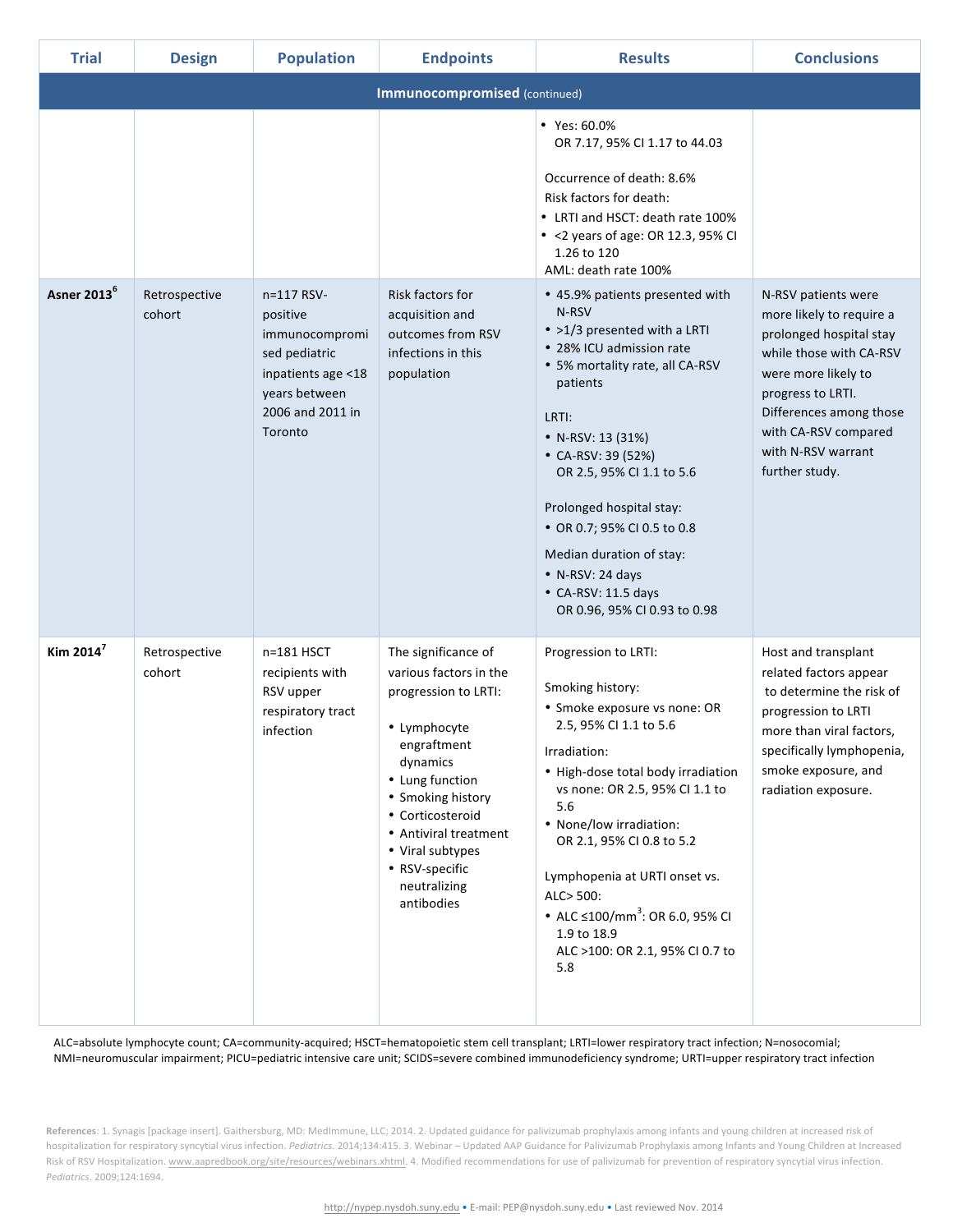| Trial | Design | Population | Endpoints | Results | Conclusions |
|---|---|---|---|---|---|
| **Immunocompromised** (continued) | | | | | |
| | | | | • Yes: 60.0% OR 7.17, 95% CI 1.17 to 44.03<br><br>Occurrence of death: 8.6%<br>Risk factors for death:<br>• LRTI and HSCT: death rate 100%<br>• <2 years of age: OR 12.3, 95% CI 1.26 to 120<br>AML: death rate 100% | |
| **Asner 2013**[6] | Retrospective cohort | n=117 RSV-positive immunocompromised pediatric inpatients age <18 years between 2006 and 2011 in Toronto | Risk factors for acquisition and outcomes from RSV infections in this population | • 45.9% patients presented with N-RSV<br>• >1/3 presented with a LRTI<br>• 28% ICU admission rate<br>• 5% mortality rate, all CA-RSV patients<br><br>LRTI:<br>• N-RSV: 13 (31%)<br>• CA-RSV: 39 (52%) OR 2.5, 95% CI 1.1 to 5.6<br><br>Prolonged hospital stay:<br>• OR 0.7; 95% CI 0.5 to 0.8<br><br>Median duration of stay:<br>• N-RSV: 24 days<br>• CA-RSV: 11.5 days OR 0.96, 95% CI 0.93 to 0.98 | N-RSV patients were more likely to require a prolonged hospital stay while those with CA-RSV were more likely to progress to LRTI. Differences among those with CA-RSV compared with N-RSV warrant further study. |
| **Kim 2014**[7] | Retrospective cohort | n=181 HSCT recipients with RSV upper respiratory tract infection | The significance of various factors in the progression to LRTI:<br><br>• Lymphocyte engraftment dynamics<br>• Lung function<br>• Smoking history<br>• Corticosteroid<br>• Antiviral treatment<br>• Viral subtypes<br>• RSV-specific neutralizing antibodies | Progression to LRTI:<br><br>Smoking history:<br>• Smoke exposure vs none: OR 2.5, 95% CI 1.1 to 5.6<br><br>Irradiation:<br>• High-dose total body irradiation vs none: OR 2.5, 95% CI 1.1 to 5.6<br>• None/low irradiation: OR 2.1, 95% CI 0.8 to 5.2<br><br>Lymphopenia at URTI onset vs. ALC> 500:<br>• ALC ≤100/mm$^3$: OR 6.0, 95% CI 1.9 to 18.9<br>ALC >100: OR 2.1, 95% CI 0.7 to 5.8 | Host and transplant related factors appear to determine the risk of progression to LRTI more than viral factors, specifically lymphopenia, smoke exposure, and radiation exposure. |

ALC=absolute lymphocyte count; CA=community-acquired; HSCT=hematopoietic stem cell transplant; LRTI=lower respiratory tract infection; N=nosocomial; NMI=neuromuscular impairment; PICU=pediatric intensive care unit; SCIDS=severe combined immunodeficiency syndrome; URTI=upper respiratory tract infection

**References**: 1. Synagis [package insert]. Gaithersburg, MD: MedImmune, LLC; 2014. 2. Updated guidance for palivizumab prophylaxis among infants and young children at increased risk of hospitalization for respiratory syncytial virus infection. *Pediatrics*. 2014;134:415. 3. Webinar – Updated AAP Guidance for Palivizumab Prophylaxis among Infants and Young Children at Increased Risk of RSV Hospitalization. www.aapredbook.org/site/resources/webinars.xhtml. 4. Modified recommendations for use of palivizumab for prevention of respiratory syncytial virus infection. *Pediatrics*. 2009;124:1694.

http://nypep.nysdoh.suny.edu • E-mail: PEP@nysdoh.suny.edu • Last reviewed Nov. 2014